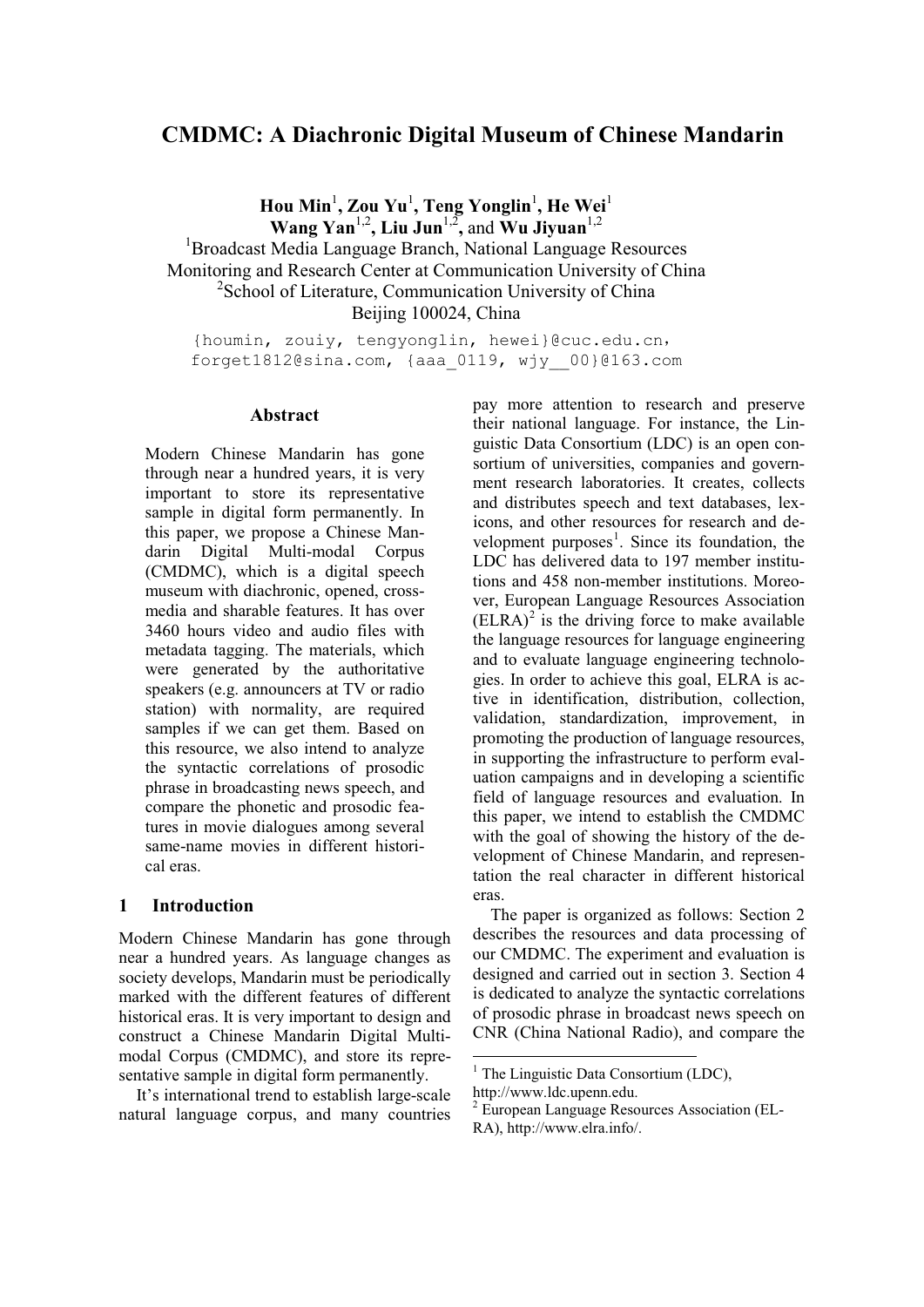# CMDMC: A Diachronic Digital Museum of Chinese Mandarin

**Hou Min**[1], **Zou Yu**[1], **Teng Yonglin**[1], **He Wei**[1]
**Wang Yan**[1,2], **Liu Jun**[1,2], and **Wu Jiyuan**[1,2]

[1]Broadcast Media Language Branch, National Language Resources Monitoring and Research Center at Communication University of China
[2]School of Literature, Communication University of China
Beijing 100024, China

{houmin, zouiy, tengyonglin, hewei}@cuc.edu.cn, forget1812@sina.com, {aaa_0119, wjy__00}@163.com

## Abstract

Modern Chinese Mandarin has gone through near a hundred years, it is very important to store its representative sample in digital form permanently. In this paper, we propose a Chinese Mandarin Digital Multi-modal Corpus (CMDMC), which is a digital speech museum with diachronic, opened, cross-media and sharable features. It has over 3460 hours video and audio files with metadata tagging. The materials, which were generated by the authoritative speakers (e.g. announcers at TV or radio station) with normality, are required samples if we can get them. Based on this resource, we also intend to analyze the syntactic correlations of prosodic phrase in broadcasting news speech, and compare the phonetic and prosodic features in movie dialogues among several same-name movies in different historical eras.

## 1 Introduction

Modern Chinese Mandarin has gone through near a hundred years. As language changes as society develops, Mandarin must be periodically marked with the different features of different historical eras. It is very important to design and construct a Chinese Mandarin Digital Multi-modal Corpus (CMDMC), and store its representative sample in digital form permanently.

It's international trend to establish large-scale natural language corpus, and many countries pay more attention to research and preserve their national language. For instance, the Linguistic Data Consortium (LDC) is an open consortium of universities, companies and government research laboratories. It creates, collects and distributes speech and text databases, lexicons, and other resources for research and development purposes[1]. Since its foundation, the LDC has delivered data to 197 member institutions and 458 non-member institutions. Moreover, European Language Resources Association (ELRA)[2] is the driving force to make available the language resources for language engineering and to evaluate language engineering technologies. In order to achieve this goal, ELRA is active in identification, distribution, collection, validation, standardization, improvement, in promoting the production of language resources, in supporting the infrastructure to perform evaluation campaigns and in developing a scientific field of language resources and evaluation. In this paper, we intend to establish the CMDMC with the goal of showing the history of the development of Chinese Mandarin, and representation the real character in different historical eras.

The paper is organized as follows: Section 2 describes the resources and data processing of our CMDMC. The experiment and evaluation is designed and carried out in section 3. Section 4 is dedicated to analyze the syntactic correlations of prosodic phrase in broadcast news speech on CNR (China National Radio), and compare the

[1] The Linguistic Data Consortium (LDC), http://www.ldc.upenn.edu.

[2] European Language Resources Association (ELRA), http://www.elra.info/.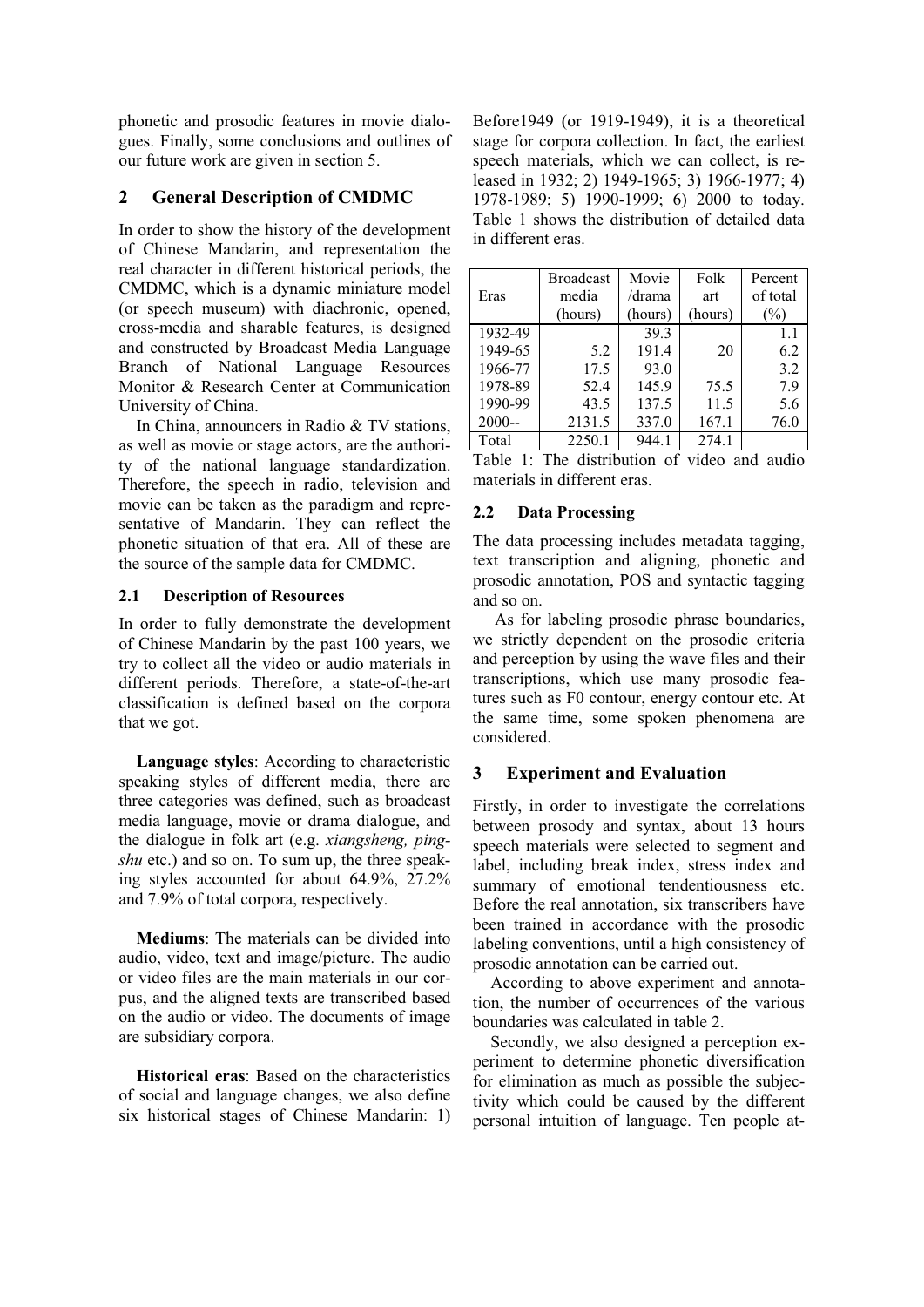phonetic and prosodic features in movie dialogues. Finally, some conclusions and outlines of our future work are given in section 5.

## 2 General Description of CMDMC

In order to show the history of the development of Chinese Mandarin, and representation the real character in different historical periods, the CMDMC, which is a dynamic miniature model (or speech museum) with diachronic, opened, cross-media and sharable features, is designed and constructed by Broadcast Media Language Branch of National Language Resources Monitor & Research Center at Communication University of China.

In China, announcers in Radio & TV stations, as well as movie or stage actors, are the authority of the national language standardization. Therefore, the speech in radio, television and movie can be taken as the paradigm and representative of Mandarin. They can reflect the phonetic situation of that era. All of these are the source of the sample data for CMDMC.

### 2.1 Description of Resources

In order to fully demonstrate the development of Chinese Mandarin by the past 100 years, we try to collect all the video or audio materials in different periods. Therefore, a state-of-the-art classification is defined based on the corpora that we got.

**Language styles**: According to characteristic speaking styles of different media, there are three categories was defined, such as broadcast media language, movie or drama dialogue, and the dialogue in folk art (e.g. *xiangsheng, pingshu* etc.) and so on. To sum up, the three speaking styles accounted for about 64.9%, 27.2% and 7.9% of total corpora, respectively.

**Mediums**: The materials can be divided into audio, video, text and image/picture. The audio or video files are the main materials in our corpus, and the aligned texts are transcribed based on the audio or video. The documents of image are subsidiary corpora.

**Historical eras**: Based on the characteristics of social and language changes, we also define six historical stages of Chinese Mandarin: 1) Before1949 (or 1919-1949), it is a theoretical stage for corpora collection. In fact, the earliest speech materials, which we can collect, is released in 1932; 2) 1949-1965; 3) 1966-1977; 4) 1978-1989; 5) 1990-1999; 6) 2000 to today. Table 1 shows the distribution of detailed data in different eras.

| Eras | Broadcast media (hours) | Movie /drama (hours) | Folk art (hours) | Percent of total (%) |
|---|---|---|---|---|
| 1932-49 | | 39.3 | | 1.1 |
| 1949-65 | 5.2 | 191.4 | 20 | 6.2 |
| 1966-77 | 17.5 | 93.0 | | 3.2 |
| 1978-89 | 52.4 | 145.9 | 75.5 | 7.9 |
| 1990-99 | 43.5 | 137.5 | 11.5 | 5.6 |
| 2000-- | 2131.5 | 337.0 | 167.1 | 76.0 |
| Total | 2250.1 | 944.1 | 274.1 | |

Table 1: The distribution of video and audio materials in different eras.

### 2.2 Data Processing

The data processing includes metadata tagging, text transcription and aligning, phonetic and prosodic annotation, POS and syntactic tagging and so on.

As for labeling prosodic phrase boundaries, we strictly dependent on the prosodic criteria and perception by using the wave files and their transcriptions, which use many prosodic features such as F0 contour, energy contour etc. At the same time, some spoken phenomena are considered.

## 3 Experiment and Evaluation

Firstly, in order to investigate the correlations between prosody and syntax, about 13 hours speech materials were selected to segment and label, including break index, stress index and summary of emotional tendentiousness etc. Before the real annotation, six transcribers have been trained in accordance with the prosodic labeling conventions, until a high consistency of prosodic annotation can be carried out.

According to above experiment and annotation, the number of occurrences of the various boundaries was calculated in table 2.

Secondly, we also designed a perception experiment to determine phonetic diversification for elimination as much as possible the subjectivity which could be caused by the different personal intuition of language. Ten people at-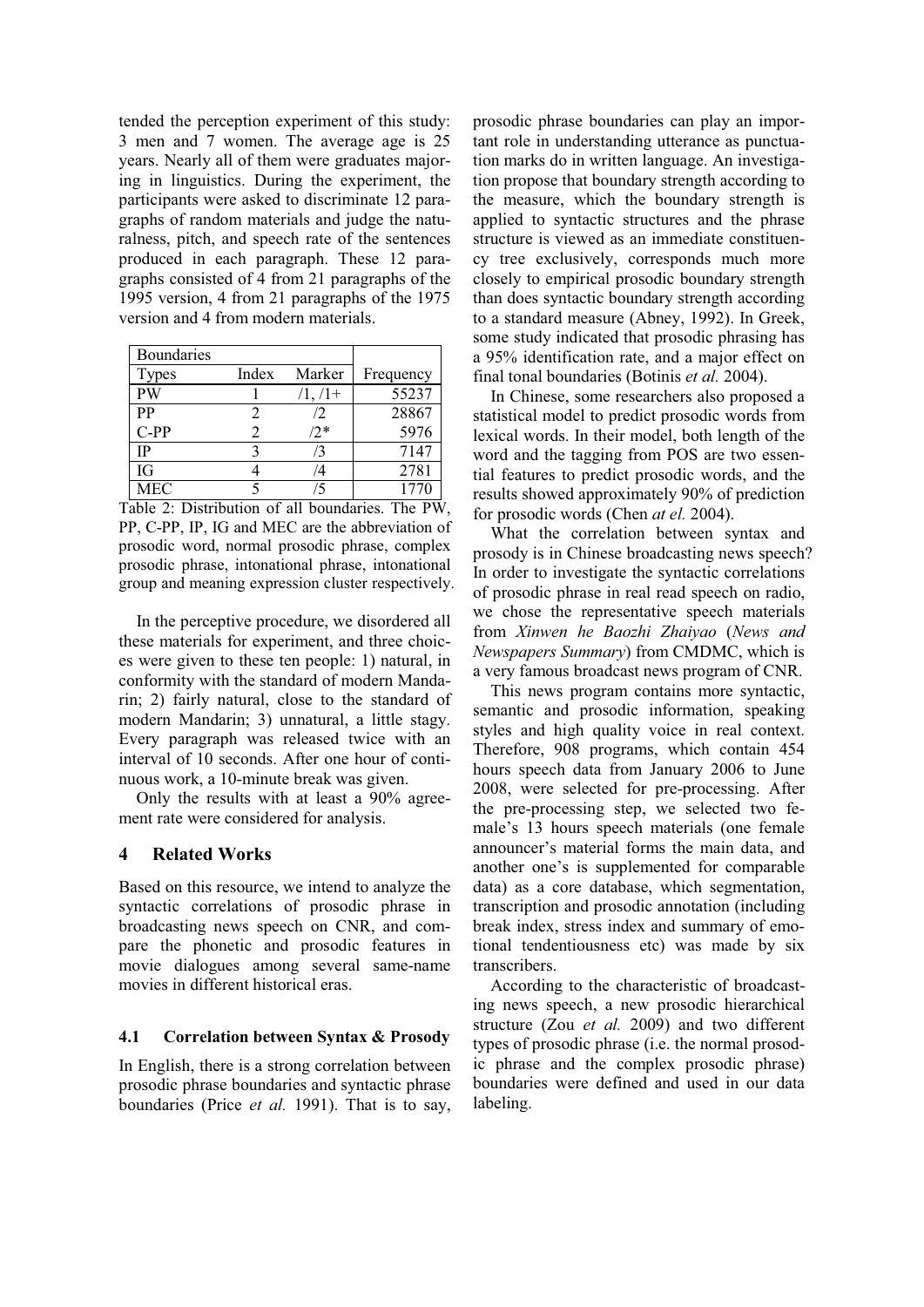tended the perception experiment of this study: 3 men and 7 women. The average age is 25 years. Nearly all of them were graduates majoring in linguistics. During the experiment, the participants were asked to discriminate 12 paragraphs of random materials and judge the naturalness, pitch, and speech rate of the sentences produced in each paragraph. These 12 paragraphs consisted of 4 from 21 paragraphs of the 1995 version, 4 from 21 paragraphs of the 1975 version and 4 from modern materials.

| Boundaries | | | |
|---|---|---|---|
| Types | Index | Marker | Frequency |
| PW | 1 | /1, /1+ | 55237 |
| PP | 2 | /2 | 28867 |
| C-PP | 2 | /2* | 5976 |
| IP | 3 | /3 | 7147 |
| IG | 4 | /4 | 2781 |
| MEC | 5 | /5 | 1770 |

Table 2: Distribution of all boundaries. The PW, PP, C-PP, IP, IG and MEC are the abbreviation of prosodic word, normal prosodic phrase, complex prosodic phrase, intonational phrase, intonational group and meaning expression cluster respectively.

In the perceptive procedure, we disordered all these materials for experiment, and three choices were given to these ten people: 1) natural, in conformity with the standard of modern Mandarin; 2) fairly natural, close to the standard of modern Mandarin; 3) unnatural, a little stagy. Every paragraph was released twice with an interval of 10 seconds. After one hour of continuous work, a 10-minute break was given.

Only the results with at least a 90% agreement rate were considered for analysis.

## 4 Related Works

Based on this resource, we intend to analyze the syntactic correlations of prosodic phrase in broadcasting news speech on CNR, and compare the phonetic and prosodic features in movie dialogues among several same-name movies in different historical eras.

### 4.1 Correlation between Syntax & Prosody

In English, there is a strong correlation between prosodic phrase boundaries and syntactic phrase boundaries (Price *et al.* 1991). That is to say, prosodic phrase boundaries can play an important role in understanding utterance as punctuation marks do in written language. An investigation propose that boundary strength according to the measure, which the boundary strength is applied to syntactic structures and the phrase structure is viewed as an immediate constituency tree exclusively, corresponds much more closely to empirical prosodic boundary strength than does syntactic boundary strength according to a standard measure (Abney, 1992). In Greek, some study indicated that prosodic phrasing has a 95% identification rate, and a major effect on final tonal boundaries (Botinis *et al.* 2004).

In Chinese, some researchers also proposed a statistical model to predict prosodic words from lexical words. In their model, both length of the word and the tagging from POS are two essential features to predict prosodic words, and the results showed approximately 90% of prediction for prosodic words (Chen *at el.* 2004).

What the correlation between syntax and prosody is in Chinese broadcasting news speech? In order to investigate the syntactic correlations of prosodic phrase in real read speech on radio, we chose the representative speech materials from *Xinwen he Baozhi Zhaiyao* (*News and Newspapers Summary*) from CMDMC, which is a very famous broadcast news program of CNR.

This news program contains more syntactic, semantic and prosodic information, speaking styles and high quality voice in real context. Therefore, 908 programs, which contain 454 hours speech data from January 2006 to June 2008, were selected for pre-processing. After the pre-processing step, we selected two female's 13 hours speech materials (one female announcer's material forms the main data, and another one's is supplemented for comparable data) as a core database, which segmentation, transcription and prosodic annotation (including break index, stress index and summary of emotional tendentiousness etc) was made by six transcribers.

According to the characteristic of broadcasting news speech, a new prosodic hierarchical structure (Zou *et al.* 2009) and two different types of prosodic phrase (i.e. the normal prosodic phrase and the complex prosodic phrase) boundaries were defined and used in our data labeling.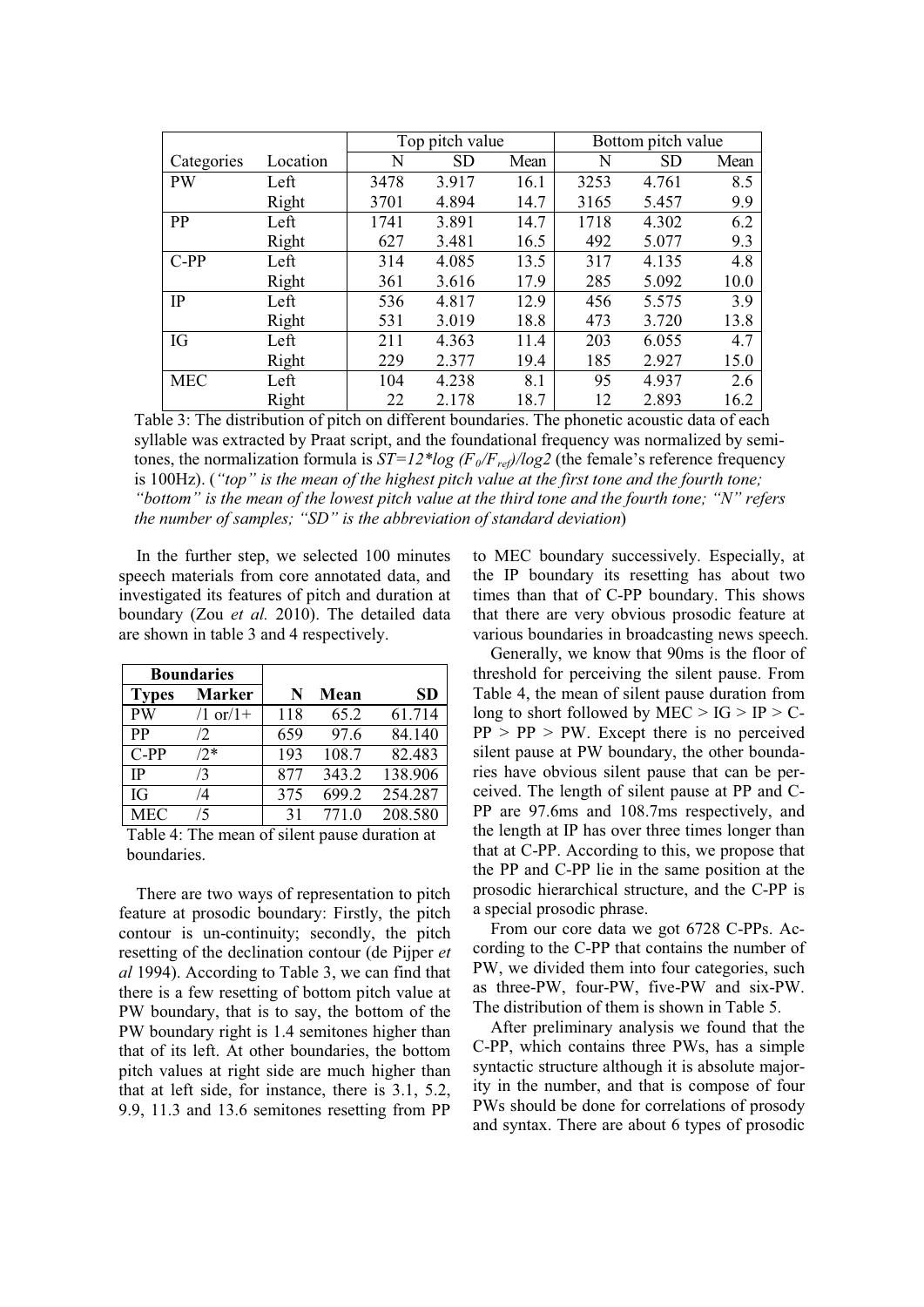| Categories | Location | Top pitch value | | | Bottom pitch value | | |
|---|---|---|---|---|---|---|---|
| | | N | SD | Mean | N | SD | Mean |
| PW | Left | 3478 | 3.917 | 16.1 | 3253 | 4.761 | 8.5 |
| | Right | 3701 | 4.894 | 14.7 | 3165 | 5.457 | 9.9 |
| PP | Left | 1741 | 3.891 | 14.7 | 1718 | 4.302 | 6.2 |
| | Right | 627 | 3.481 | 16.5 | 492 | 5.077 | 9.3 |
| C-PP | Left | 314 | 4.085 | 13.5 | 317 | 4.135 | 4.8 |
| | Right | 361 | 3.616 | 17.9 | 285 | 5.092 | 10.0 |
| IP | Left | 536 | 4.817 | 12.9 | 456 | 5.575 | 3.9 |
| | Right | 531 | 3.019 | 18.8 | 473 | 3.720 | 13.8 |
| IG | Left | 211 | 4.363 | 11.4 | 203 | 6.055 | 4.7 |
| | Right | 229 | 2.377 | 19.4 | 185 | 2.927 | 15.0 |
| MEC | Left | 104 | 4.238 | 8.1 | 95 | 4.937 | 2.6 |
| | Right | 22 | 2.178 | 18.7 | 12 | 2.893 | 16.2 |

Table 3: The distribution of pitch on different boundaries. The phonetic acoustic data of each syllable was extracted by Praat script, and the foundational frequency was normalized by semitones, the normalization formula is $ST=12*log(F_0/F_{ref})/log2$ (the female's reference frequency is 100Hz). (*"top" is the mean of the highest pitch value at the first tone and the fourth tone; "bottom" is the mean of the lowest pitch value at the third tone and the fourth tone; "N" refers the number of samples; "SD" is the abbreviation of standard deviation*)

In the further step, we selected 100 minutes speech materials from core annotated data, and investigated its features of pitch and duration at boundary (Zou *et al.* 2010). The detailed data are shown in table 3 and 4 respectively.

| **Boundaries** | | | | |
|---|---|---|---|---|
| **Types** | **Marker** | **N** | **Mean** | **SD** |
| PW | /1 or/1+ | 118 | 65.2 | 61.714 |
| PP | /2 | 659 | 97.6 | 84.140 |
| C-PP | /2* | 193 | 108.7 | 82.483 |
| IP | /3 | 877 | 343.2 | 138.906 |
| IG | /4 | 375 | 699.2 | 254.287 |
| MEC | /5 | 31 | 771.0 | 208.580 |

Table 4: The mean of silent pause duration at boundaries.

There are two ways of representation to pitch feature at prosodic boundary: Firstly, the pitch contour is un-continuity; secondly, the pitch resetting of the declination contour (de Pijper *et al* 1994). According to Table 3, we can find that there is a few resetting of bottom pitch value at PW boundary, that is to say, the bottom of the PW boundary right is 1.4 semitones higher than that of its left. At other boundaries, the bottom pitch values at right side are much higher than that at left side, for instance, there is 3.1, 5.2, 9.9, 11.3 and 13.6 semitones resetting from PP to MEC boundary successively. Especially, at the IP boundary its resetting has about two times than that of C-PP boundary. This shows that there are very obvious prosodic feature at various boundaries in broadcasting news speech.

Generally, we know that 90ms is the floor of threshold for perceiving the silent pause. From Table 4, the mean of silent pause duration from long to short followed by MEC > IG > IP > C-PP > PP > PW. Except there is no perceived silent pause at PW boundary, the other boundaries have obvious silent pause that can be perceived. The length of silent pause at PP and C-PP are 97.6ms and 108.7ms respectively, and the length at IP has over three times longer than that at C-PP. According to this, we propose that the PP and C-PP lie in the same position at the prosodic hierarchical structure, and the C-PP is a special prosodic phrase.

From our core data we got 6728 C-PPs. According to the C-PP that contains the number of PW, we divided them into four categories, such as three-PW, four-PW, five-PW and six-PW. The distribution of them is shown in Table 5.

After preliminary analysis we found that the C-PP, which contains three PWs, has a simple syntactic structure although it is absolute majority in the number, and that is compose of four PWs should be done for correlations of prosody and syntax. There are about 6 types of prosodic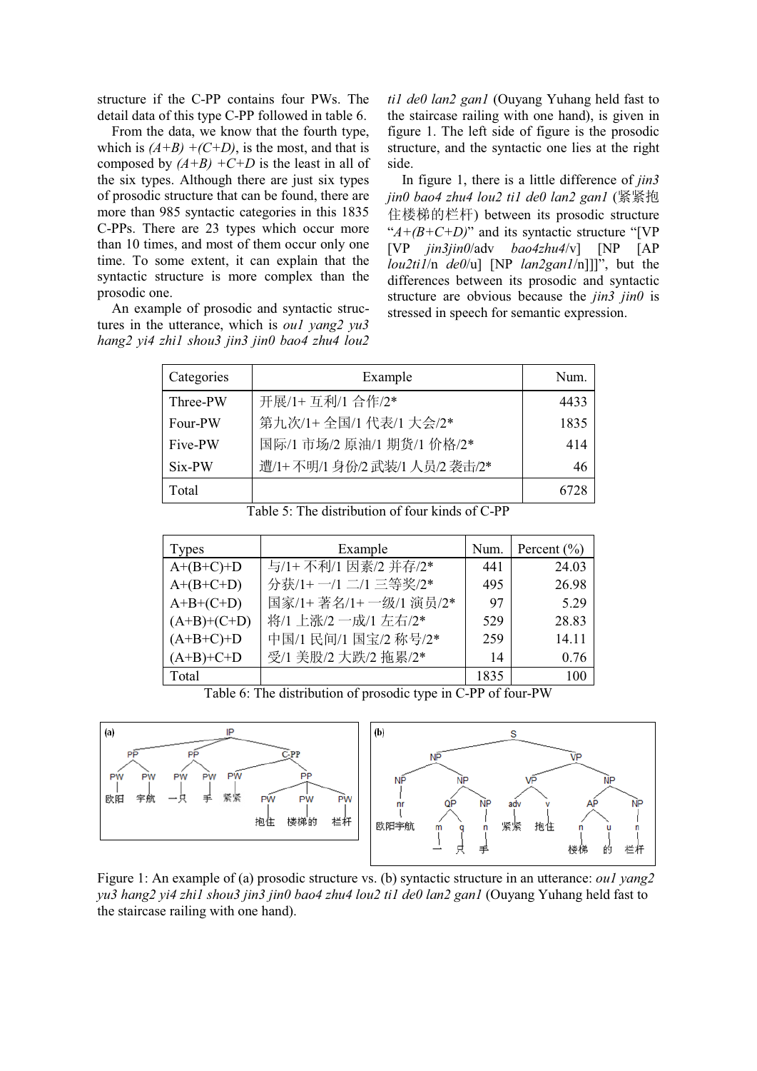structure if the C-PP contains four PWs. The detail data of this type C-PP followed in table 6.

From the data, we know that the fourth type, which is *(A+B) +(C+D)*, is the most, and that is composed by *(A+B) +C+D* is the least in all of the six types. Although there are just six types of prosodic structure that can be found, there are more than 985 syntactic categories in this 1835 C-PPs. There are 23 types which occur more than 10 times, and most of them occur only one time. To some extent, it can explain that the syntactic structure is more complex than the prosodic one.

An example of prosodic and syntactic structures in the utterance, which is *ou1 yang2 yu3 hang2 yi4 zhi1 shou3 jin3 jin0 bao4 zhu4 lou2 ti1 de0 lan2 gan1* (Ouyang Yuhang held fast to the staircase railing with one hand), is given in figure 1. The left side of figure is the prosodic structure, and the syntactic one lies at the right side.

In figure 1, there is a little difference of *jin3 jin0 bao4 zhu4 lou2 ti1 de0 lan2 gan1* (紧紧抱住楼梯的栏杆) between its prosodic structure "*A+(B+C+D)*" and its syntactic structure "[VP [VP *jin3jin0*/adv *bao4zhu4*/v] [NP [AP *lou2ti1*/n *de0*/u] [NP *lan2gan1*/n]]]", but the differences between its prosodic and syntactic structure are obvious because the *jin3 jin0* is stressed in speech for semantic expression.

| Categories | Example | Num. |
|---|---|---|
| Three-PW | 开展/1+ 互利/1 合作/2* | 4433 |
| Four-PW | 第九次/1+ 全国/1 代表/1 大会/2* | 1835 |
| Five-PW | 国际/1 市场/2 原油/1 期货/1 价格/2* | 414 |
| Six-PW | 遭/1+ 不明/1 身份/2 武装/1 人员/2 袭击/2* | 46 |
| Total | | 6728 |

Table 5: The distribution of four kinds of C-PP

| Types | Example | Num. | Percent (%) |
|---|---|---|---|
| A+(B+C)+D | 与/1+ 不利/1 因素/2 并存/2* | 441 | 24.03 |
| A+(B+C+D) | 分获/1+ 一/1 二/1 三等奖/2* | 495 | 26.98 |
| A+B+(C+D) | 国家/1+ 著名/1+ 一级/1 演员/2* | 97 | 5.29 |
| (A+B)+(C+D) | 将/1 上涨/2 一成/1 左右/2* | 529 | 28.83 |
| (A+B+C)+D | 中国/1 民间/1 国宝/2 称号/2* | 259 | 14.11 |
| (A+B)+C+D | 受/1 美股/2 大跌/2 拖累/2* | 14 | 0.76 |
| Total | | 1835 | 100 |

Table 6: The distribution of prosodic type in C-PP of four-PW

Figure 1: An example of (a) prosodic structure vs. (b) syntactic structure in an utterance: *ou1 yang2 yu3 hang2 yi4 zhi1 shou3 jin3 jin0 bao4 zhu4 lou2 ti1 de0 lan2 gan1* (Ouyang Yuhang held fast to the staircase railing with one hand).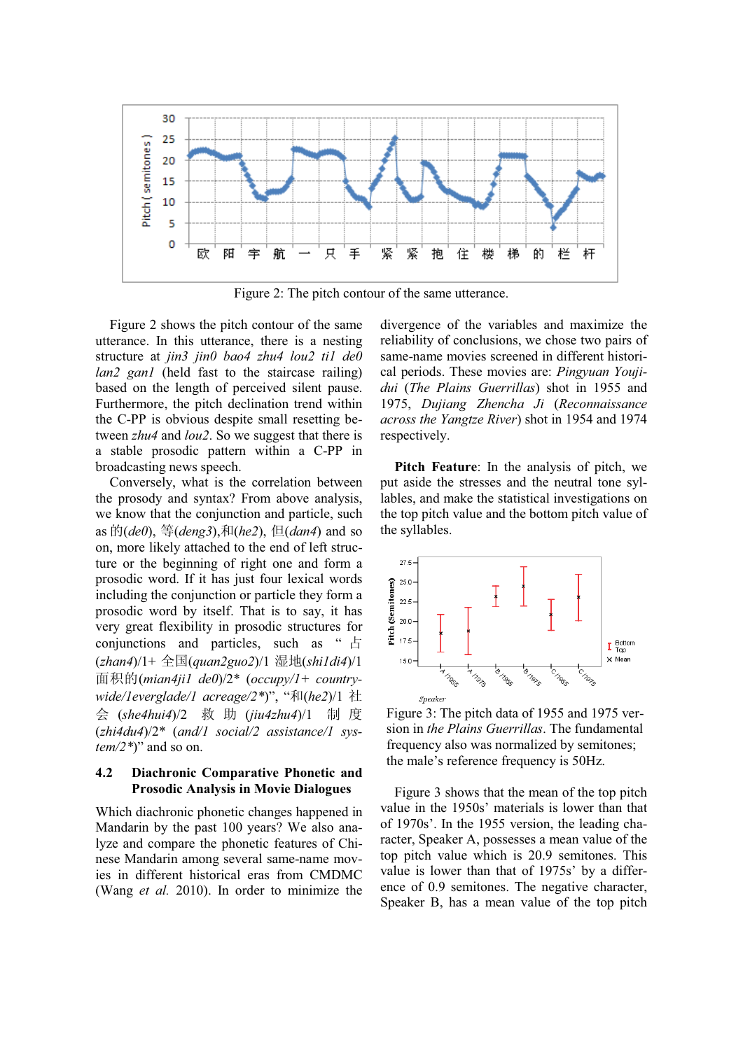Figure 2: The pitch contour of the same utterance.

Figure 2 shows the pitch contour of the same utterance. In this utterance, there is a nesting structure at *jin3 jin0 bao4 zhu4 lou2 ti1 de0 lan2 gan1* (held fast to the staircase railing) based on the length of perceived silent pause. Furthermore, the pitch declination trend within the C-PP is obvious despite small resetting between *zhu4* and *lou2*. So we suggest that there is a stable prosodic pattern within a C-PP in broadcasting news speech.

Conversely, what is the correlation between the prosody and syntax? From above analysis, we know that the conjunction and particle, such as 的(*de0*), 等(*deng3*),和(*he2*), 但(*dan4*) and so on, more likely attached to the end of left structure or the beginning of right one and form a prosodic word. If it has just four lexical words including the conjunction or particle they form a prosodic word by itself. That is to say, it has very great flexibility in prosodic structures for conjunctions and particles, such as "占(*zhan4*)/1+ 全国(*quan2guo2*)/1 湿地(*shi1di4*)/1 面积的(*mian4ji1 de0*)/2* (*occupy/1+ country-wide/1everglade/1 acreage/2**)", "和(*he2*)/1 社会 (*she4hui4*)/2 救助 (*jiu4zhu4*)/1 制度 (*zhi4du4*)/2* (*and/1 social/2 assistance/1 system/2**)" and so on.

### 4.2 Diachronic Comparative Phonetic and Prosodic Analysis in Movie Dialogues

Which diachronic phonetic changes happened in Mandarin by the past 100 years? We also analyze and compare the phonetic features of Chinese Mandarin among several same-name movies in different historical eras from CMDMC (Wang *et al.* 2010). In order to minimize the divergence of the variables and maximize the reliability of conclusions, we chose two pairs of same-name movies screened in different historical periods. These movies are: *Pingyuan Youjidui* (*The Plains Guerrillas*) shot in 1955 and 1975, *Dujiang Zhencha Ji* (*Reconnaissance across the Yangtze River*) shot in 1954 and 1974 respectively.

**Pitch Feature**: In the analysis of pitch, we put aside the stresses and the neutral tone syllables, and make the statistical investigations on the top pitch value and the bottom pitch value of the syllables.

Figure 3: The pitch data of 1955 and 1975 version in *the Plains Guerrillas*. The fundamental frequency also was normalized by semitones; the male's reference frequency is 50Hz.

Figure 3 shows that the mean of the top pitch value in the 1950s' materials is lower than that of 1970s'. In the 1955 version, the leading character, Speaker A, possesses a mean value of the top pitch value which is 20.9 semitones. This value is lower than that of 1975s' by a difference of 0.9 semitones. The negative character, Speaker B, has a mean value of the top pitch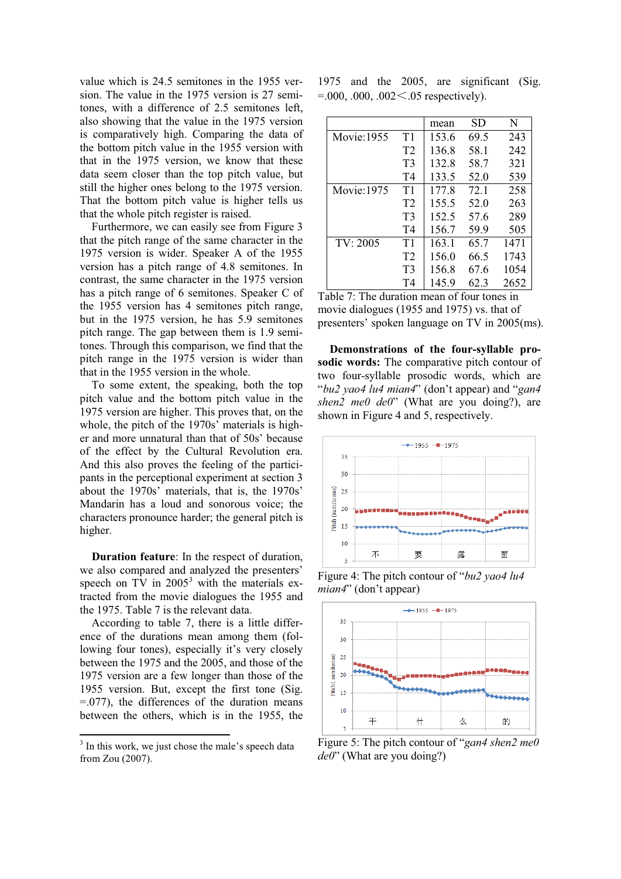value which is 24.5 semitones in the 1955 version. The value in the 1975 version is 27 semitones, with a difference of 2.5 semitones left, also showing that the value in the 1975 version is comparatively high. Comparing the data of the bottom pitch value in the 1955 version with that in the 1975 version, we know that these data seem closer than the top pitch value, but still the higher ones belong to the 1975 version. That the bottom pitch value is higher tells us that the whole pitch register is raised.

Furthermore, we can easily see from Figure 3 that the pitch range of the same character in the 1975 version is wider. Speaker A of the 1955 version has a pitch range of 4.8 semitones. In contrast, the same character in the 1975 version has a pitch range of 6 semitones. Speaker C of the 1955 version has 4 semitones pitch range, but in the 1975 version, he has 5.9 semitones pitch range. The gap between them is 1.9 semitones. Through this comparison, we find that the pitch range in the 1975 version is wider than that in the 1955 version in the whole.

To some extent, the speaking, both the top pitch value and the bottom pitch value in the 1975 version are higher. This proves that, on the whole, the pitch of the 1970s' materials is higher and more unnatural than that of 50s' because of the effect by the Cultural Revolution era. And this also proves the feeling of the participants in the perceptional experiment at section 3 about the 1970s' materials, that is, the 1970s' Mandarin has a loud and sonorous voice; the characters pronounce harder; the general pitch is higher.

**Duration feature**: In the respect of duration, we also compared and analyzed the presenters' speech on TV in 2005[3] with the materials extracted from the movie dialogues the 1955 and the 1975. Table 7 is the relevant data.

According to table 7, there is a little difference of the durations mean among them (following four tones), especially it's very closely between the 1975 and the 2005, and those of the 1975 version are a few longer than those of the 1955 version. But, except the first tone (Sig. =.077), the differences of the duration means between the others, which is in the 1955, the 1975 and the 2005, are significant (Sig. =.000, .000, .002＜.05 respectively).

| | | mean | SD | N |
|---|---|---|---|---|
| Movie:1955 | T1 | 153.6 | 69.5 | 243 |
| | T2 | 136.8 | 58.1 | 242 |
| | T3 | 132.8 | 58.7 | 321 |
| | T4 | 133.5 | 52.0 | 539 |
| Movie:1975 | T1 | 177.8 | 72.1 | 258 |
| | T2 | 155.5 | 52.0 | 263 |
| | T3 | 152.5 | 57.6 | 289 |
| | T4 | 156.7 | 59.9 | 505 |
| TV: 2005 | T1 | 163.1 | 65.7 | 1471 |
| | T2 | 156.0 | 66.5 | 1743 |
| | T3 | 156.8 | 67.6 | 1054 |
| | T4 | 145.9 | 62.3 | 2652 |

Table 7: The duration mean of four tones in movie dialogues (1955 and 1975) vs. that of presenters' spoken language on TV in 2005(ms).

**Demonstrations of the four-syllable prosodic words:** The comparative pitch contour of two four-syllable prosodic words, which are "*bu2 yao4 lu4 mian4*" (don't appear) and "*gan4 shen2 me0 de0*" (What are you doing?), are shown in Figure 4 and 5, respectively.

Figure 4: The pitch contour of "*bu2 yao4 lu4 mian4*" (don't appear)

Figure 5: The pitch contour of "*gan4 shen2 me0 de0*" (What are you doing?)

[3] In this work, we just chose the male's speech data from Zou (2007).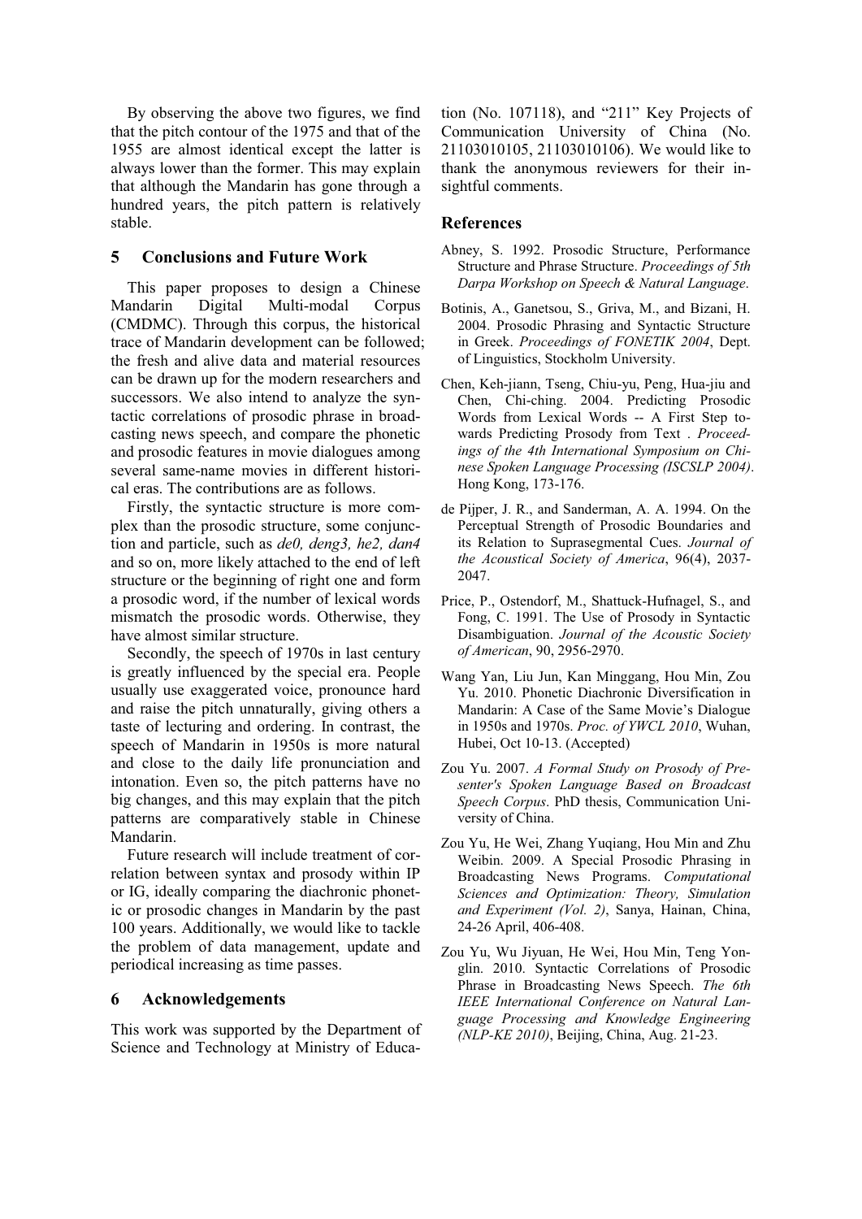By observing the above two figures, we find that the pitch contour of the 1975 and that of the 1955 are almost identical except the latter is always lower than the former. This may explain that although the Mandarin has gone through a hundred years, the pitch pattern is relatively stable.

## 5 Conclusions and Future Work

This paper proposes to design a Chinese Mandarin Digital Multi-modal Corpus (CMDMC). Through this corpus, the historical trace of Mandarin development can be followed; the fresh and alive data and material resources can be drawn up for the modern researchers and successors. We also intend to analyze the syntactic correlations of prosodic phrase in broadcasting news speech, and compare the phonetic and prosodic features in movie dialogues among several same-name movies in different historical eras. The contributions are as follows.

Firstly, the syntactic structure is more complex than the prosodic structure, some conjunction and particle, such as *de0, deng3, he2, dan4* and so on, more likely attached to the end of left structure or the beginning of right one and form a prosodic word, if the number of lexical words mismatch the prosodic words. Otherwise, they have almost similar structure.

Secondly, the speech of 1970s in last century is greatly influenced by the special era. People usually use exaggerated voice, pronounce hard and raise the pitch unnaturally, giving others a taste of lecturing and ordering. In contrast, the speech of Mandarin in 1950s is more natural and close to the daily life pronunciation and intonation. Even so, the pitch patterns have no big changes, and this may explain that the pitch patterns are comparatively stable in Chinese Mandarin.

Future research will include treatment of correlation between syntax and prosody within IP or IG, ideally comparing the diachronic phonetic or prosodic changes in Mandarin by the past 100 years. Additionally, we would like to tackle the problem of data management, update and periodical increasing as time passes.

## 6 Acknowledgements

This work was supported by the Department of Science and Technology at Ministry of Education (No. 107118), and "211" Key Projects of Communication University of China (No. 21103010105, 21103010106). We would like to thank the anonymous reviewers for their insightful comments.

## References

Abney, S. 1992. Prosodic Structure, Performance Structure and Phrase Structure. *Proceedings of 5th Darpa Workshop on Speech & Natural Language*.

Botinis, A., Ganetsou, S., Griva, M., and Bizani, H. 2004. Prosodic Phrasing and Syntactic Structure in Greek. *Proceedings of FONETIK 2004*, Dept. of Linguistics, Stockholm University.

Chen, Keh-jiann, Tseng, Chiu-yu, Peng, Hua-jiu and Chen, Chi-ching. 2004. Predicting Prosodic Words from Lexical Words -- A First Step towards Predicting Prosody from Text . *Proceedings of the 4th International Symposium on Chinese Spoken Language Processing (ISCSLP 2004)*. Hong Kong, 173-176.

de Pijper, J. R., and Sanderman, A. A. 1994. On the Perceptual Strength of Prosodic Boundaries and its Relation to Suprasegmental Cues. *Journal of the Acoustical Society of America*, 96(4), 2037-2047.

Price, P., Ostendorf, M., Shattuck-Hufnagel, S., and Fong, C. 1991. The Use of Prosody in Syntactic Disambiguation. *Journal of the Acoustic Society of American*, 90, 2956-2970.

Wang Yan, Liu Jun, Kan Minggang, Hou Min, Zou Yu. 2010. Phonetic Diachronic Diversification in Mandarin: A Case of the Same Movie's Dialogue in 1950s and 1970s. *Proc. of YWCL 2010*, Wuhan, Hubei, Oct 10-13. (Accepted)

Zou Yu. 2007. *A Formal Study on Prosody of Presenter's Spoken Language Based on Broadcast Speech Corpus*. PhD thesis, Communication University of China.

Zou Yu, He Wei, Zhang Yuqiang, Hou Min and Zhu Weibin. 2009. A Special Prosodic Phrasing in Broadcasting News Programs. *Computational Sciences and Optimization: Theory, Simulation and Experiment (Vol. 2)*, Sanya, Hainan, China, 24-26 April, 406-408.

Zou Yu, Wu Jiyuan, He Wei, Hou Min, Teng Yonglin. 2010. Syntactic Correlations of Prosodic Phrase in Broadcasting News Speech. *The 6th IEEE International Conference on Natural Language Processing and Knowledge Engineering (NLP-KE 2010)*, Beijing, China, Aug. 21-23.